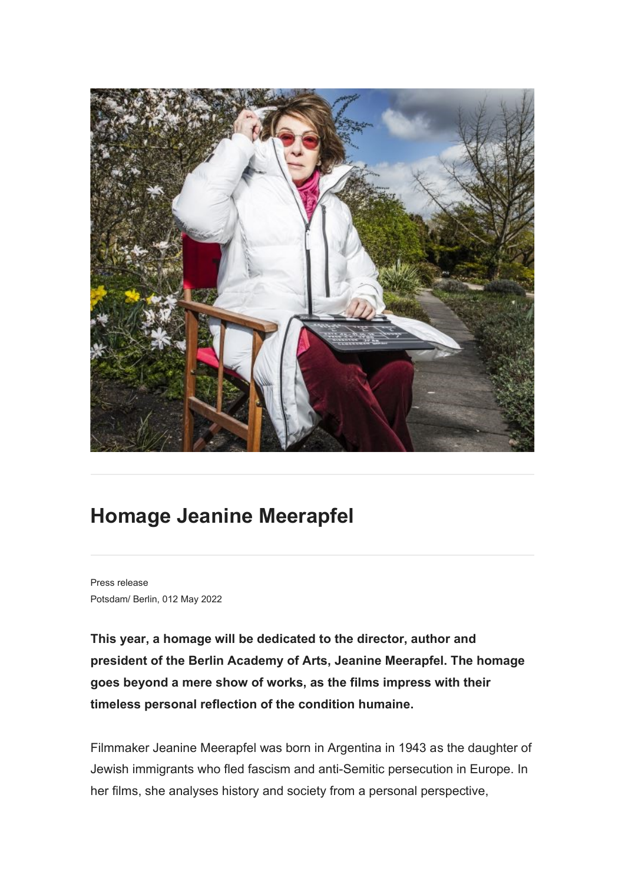# Homage Jeanine Meerapfel

Press release
Potsdam/ Berlin, 012 May 2022

**This year, a homage will be dedicated to the director, author and president of the Berlin Academy of Arts, Jeanine Meerapfel. The homage goes beyond a mere show of works, as the films impress with their timeless personal reflection of the condition humaine.**

Filmmaker Jeanine Meerapfel was born in Argentina in 1943 as the daughter of Jewish immigrants who fled fascism and anti-Semitic persecution in Europe. In her films, she analyses history and society from a personal perspective,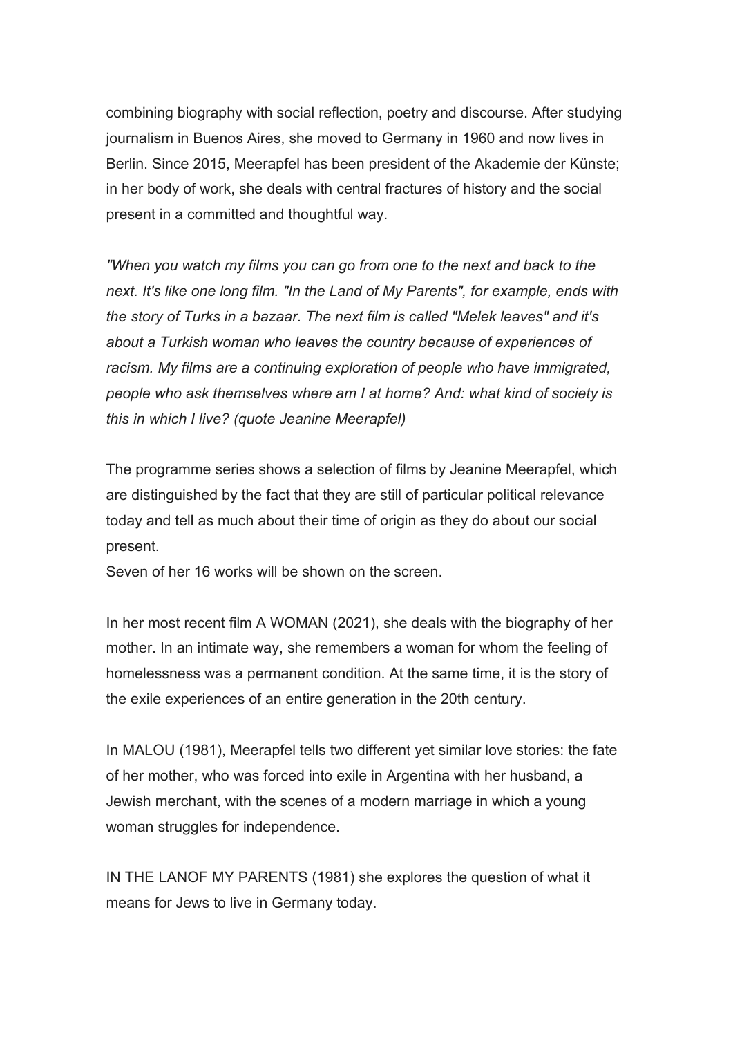combining biography with social reflection, poetry and discourse. After studying journalism in Buenos Aires, she moved to Germany in 1960 and now lives in Berlin. Since 2015, Meerapfel has been president of the Akademie der Künste; in her body of work, she deals with central fractures of history and the social present in a committed and thoughtful way.

*"When you watch my films you can go from one to the next and back to the next. It's like one long film. "In the Land of My Parents", for example, ends with the story of Turks in a bazaar. The next film is called "Melek leaves" and it's about a Turkish woman who leaves the country because of experiences of racism. My films are a continuing exploration of people who have immigrated, people who ask themselves where am I at home? And: what kind of society is this in which I live? (quote Jeanine Meerapfel)*

The programme series shows a selection of films by Jeanine Meerapfel, which are distinguished by the fact that they are still of particular political relevance today and tell as much about their time of origin as they do about our social present.
Seven of her 16 works will be shown on the screen.

In her most recent film A WOMAN (2021), she deals with the biography of her mother. In an intimate way, she remembers a woman for whom the feeling of homelessness was a permanent condition. At the same time, it is the story of the exile experiences of an entire generation in the 20th century.

In MALOU (1981), Meerapfel tells two different yet similar love stories: the fate of her mother, who was forced into exile in Argentina with her husband, a Jewish merchant, with the scenes of a modern marriage in which a young woman struggles for independence.

IN THE LANOF MY PARENTS (1981) she explores the question of what it means for Jews to live in Germany today.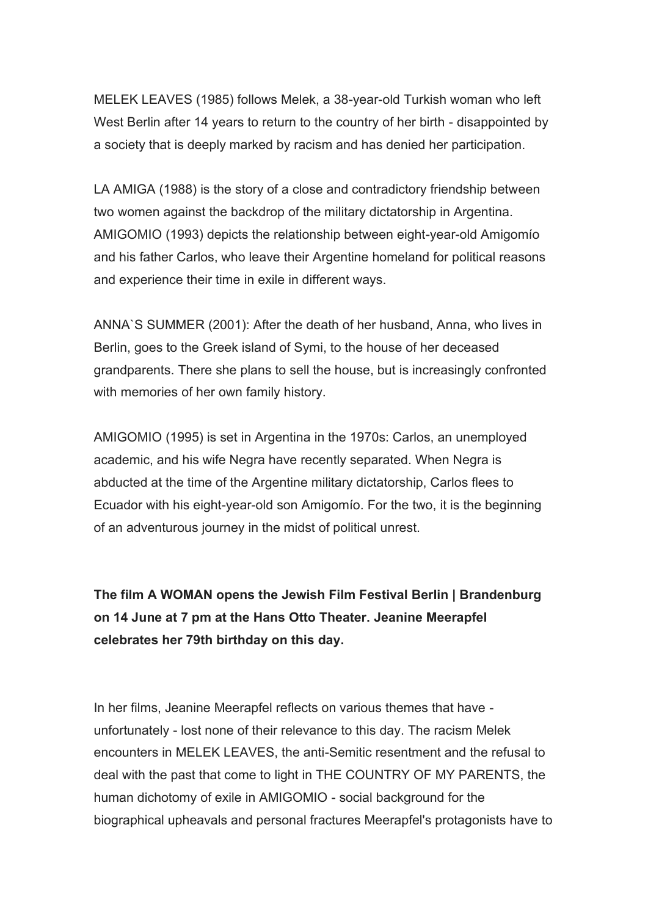MELEK LEAVES (1985) follows Melek, a 38-year-old Turkish woman who left West Berlin after 14 years to return to the country of her birth - disappointed by a society that is deeply marked by racism and has denied her participation.

LA AMIGA (1988) is the story of a close and contradictory friendship between two women against the backdrop of the military dictatorship in Argentina. AMIGOMIO (1993) depicts the relationship between eight-year-old Amigomío and his father Carlos, who leave their Argentine homeland for political reasons and experience their time in exile in different ways.

ANNA`S SUMMER (2001): After the death of her husband, Anna, who lives in Berlin, goes to the Greek island of Symi, to the house of her deceased grandparents. There she plans to sell the house, but is increasingly confronted with memories of her own family history.

AMIGOMIO (1995) is set in Argentina in the 1970s: Carlos, an unemployed academic, and his wife Negra have recently separated. When Negra is abducted at the time of the Argentine military dictatorship, Carlos flees to Ecuador with his eight-year-old son Amigomío. For the two, it is the beginning of an adventurous journey in the midst of political unrest.

**The film A WOMAN opens the Jewish Film Festival Berlin | Brandenburg on 14 June at 7 pm at the Hans Otto Theater. Jeanine Meerapfel celebrates her 79th birthday on this day.**

In her films, Jeanine Meerapfel reflects on various themes that have - unfortunately - lost none of their relevance to this day. The racism Melek encounters in MELEK LEAVES, the anti-Semitic resentment and the refusal to deal with the past that come to light in THE COUNTRY OF MY PARENTS, the human dichotomy of exile in AMIGOMIO - social background for the biographical upheavals and personal fractures Meerapfel's protagonists have to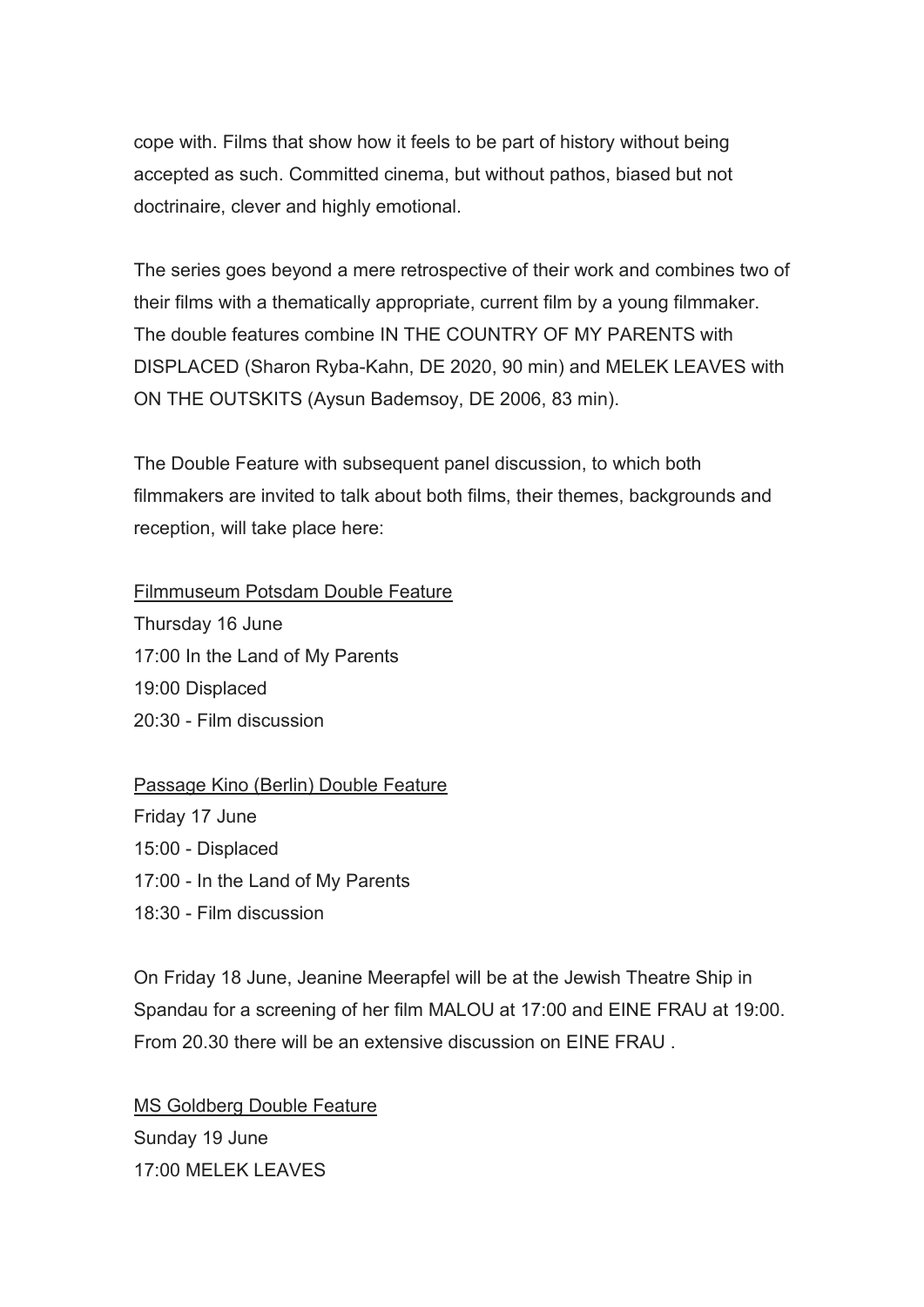cope with. Films that show how it feels to be part of history without being accepted as such. Committed cinema, but without pathos, biased but not doctrinaire, clever and highly emotional.

The series goes beyond a mere retrospective of their work and combines two of their films with a thematically appropriate, current film by a young filmmaker. The double features combine IN THE COUNTRY OF MY PARENTS with DISPLACED (Sharon Ryba-Kahn, DE 2020, 90 min) and MELEK LEAVES with ON THE OUTSKITS (Aysun Bademsoy, DE 2006, 83 min).

The Double Feature with subsequent panel discussion, to which both filmmakers are invited to talk about both films, their themes, backgrounds and reception, will take place here:

Filmmuseum Potsdam Double Feature
Thursday 16 June
17:00 In the Land of My Parents
19:00 Displaced
20:30 - Film discussion

Passage Kino (Berlin) Double Feature
Friday 17 June
15:00 - Displaced
17:00 - In the Land of My Parents
18:30 - Film discussion

On Friday 18 June, Jeanine Meerapfel will be at the Jewish Theatre Ship in Spandau for a screening of her film MALOU at 17:00 and EINE FRAU at 19:00. From 20.30 there will be an extensive discussion on EINE FRAU .

MS Goldberg Double Feature
Sunday 19 June
17:00 MELEK LEAVES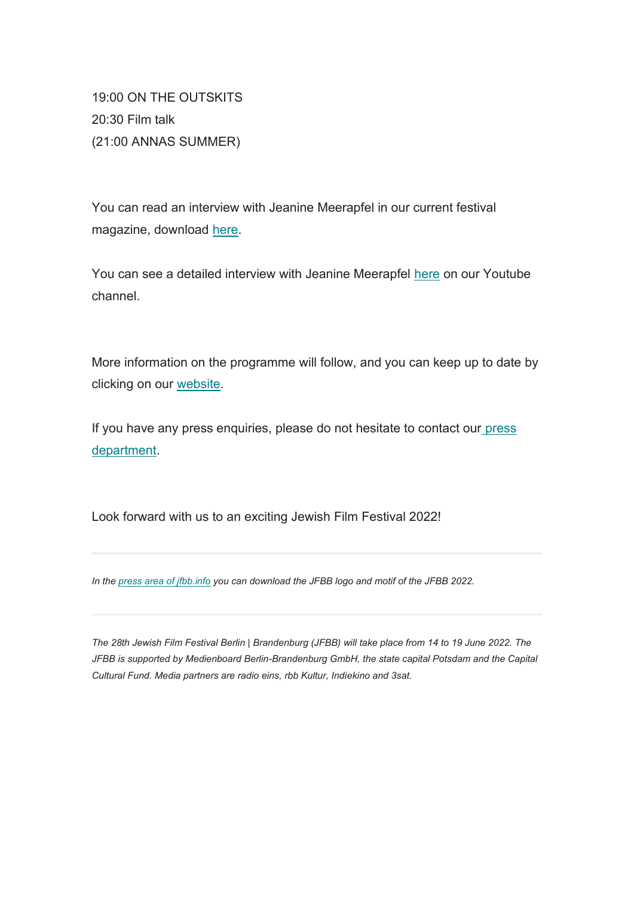19:00 ON THE OUTSKITS
20:30 Film talk
(21:00 ANNAS SUMMER)

You can read an interview with Jeanine Meerapfel in our current festival magazine, download here.

You can see a detailed interview with Jeanine Meerapfel here on our Youtube channel.

More information on the programme will follow, and you can keep up to date by clicking on our website.

If you have any press enquiries, please do not hesitate to contact our press department.

Look forward with us to an exciting Jewish Film Festival 2022!

---

*In the press area of jfbb.info you can download the JFBB logo and motif of the JFBB 2022.*

---

*The 28th Jewish Film Festival Berlin | Brandenburg (JFBB) will take place from 14 to 19 June 2022. The JFBB is supported by Medienboard Berlin-Brandenburg GmbH, the state capital Potsdam and the Capital Cultural Fund. Media partners are radio eins, rbb Kultur, Indiekino and 3sat.*